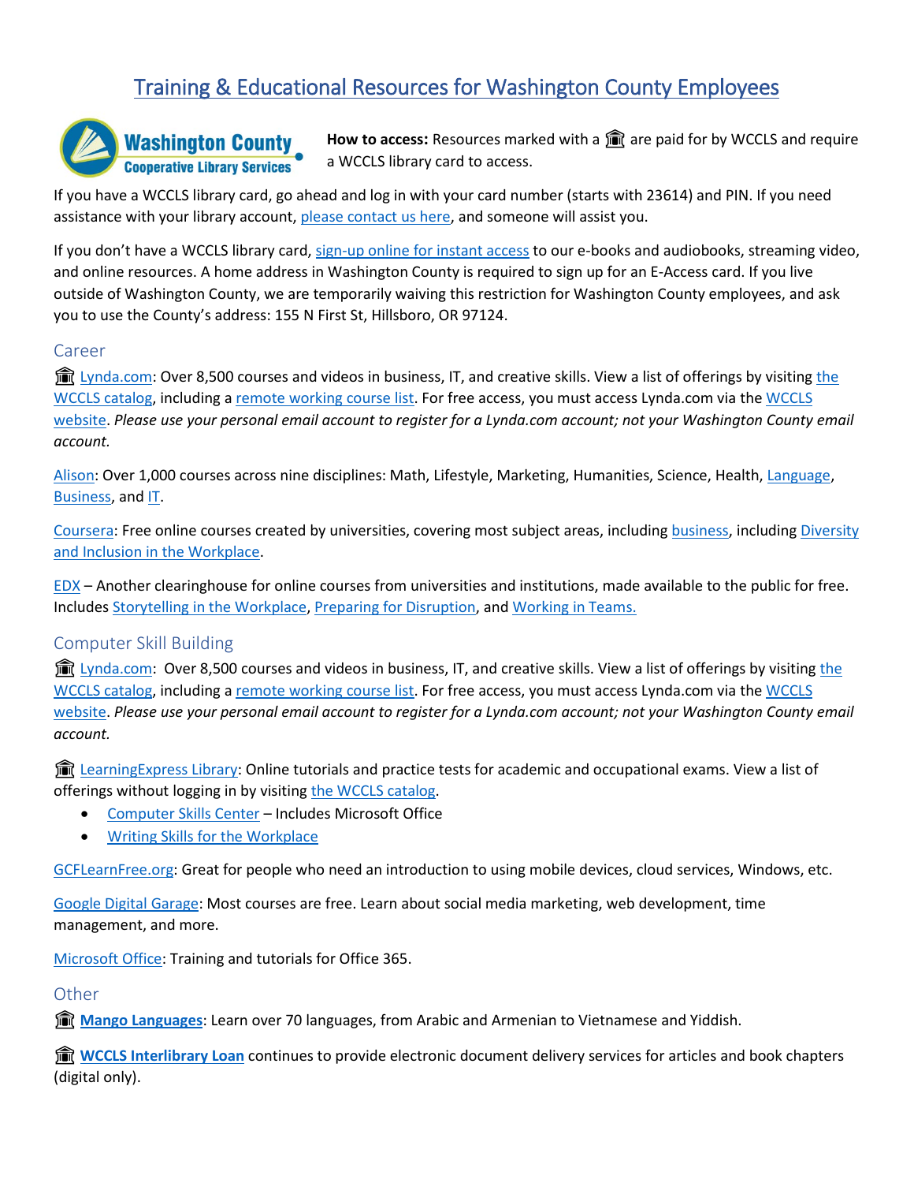# Training & Educational Resources for Washington County Employees

**How to access:** Resources marked with a 🏛 are paid for by WCCLS and require a WCCLS library card to access.

If you have a WCCLS library card, go ahead and log in with your card number (starts with 23614) and PIN. If you need assistance with your library account, please contact us here, and someone will assist you.

If you don't have a WCCLS library card, sign-up online for instant access to our e-books and audiobooks, streaming video, and online resources. A home address in Washington County is required to sign up for an E-Access card. If you live outside of Washington County, we are temporarily waiving this restriction for Washington County employees, and ask you to use the County's address: 155 N First St, Hillsboro, OR 97124.

## Career

🏛 Lynda.com: Over 8,500 courses and videos in business, IT, and creative skills. View a list of offerings by visiting the WCCLS catalog, including a remote working course list. For free access, you must access Lynda.com via the WCCLS website. *Please use your personal email account to register for a Lynda.com account; not your Washington County email account.*

Alison: Over 1,000 courses across nine disciplines: Math, Lifestyle, Marketing, Humanities, Science, Health, Language, Business, and IT.

Coursera: Free online courses created by universities, covering most subject areas, including business, including Diversity and Inclusion in the Workplace.

EDX – Another clearinghouse for online courses from universities and institutions, made available to the public for free. Includes Storytelling in the Workplace, Preparing for Disruption, and Working in Teams.

## Computer Skill Building

🏛 Lynda.com: Over 8,500 courses and videos in business, IT, and creative skills. View a list of offerings by visiting the WCCLS catalog, including a remote working course list. For free access, you must access Lynda.com via the WCCLS website. *Please use your personal email account to register for a Lynda.com account; not your Washington County email account.*

🏛 LearningExpress Library: Online tutorials and practice tests for academic and occupational exams. View a list of offerings without logging in by visiting the WCCLS catalog.

- Computer Skills Center – Includes Microsoft Office
- Writing Skills for the Workplace

GCFLearnFree.org: Great for people who need an introduction to using mobile devices, cloud services, Windows, etc.

Google Digital Garage: Most courses are free. Learn about social media marketing, web development, time management, and more.

Microsoft Office: Training and tutorials for Office 365.

## Other

🏛 **Mango Languages**: Learn over 70 languages, from Arabic and Armenian to Vietnamese and Yiddish.

🏛 **WCCLS Interlibrary Loan** continues to provide electronic document delivery services for articles and book chapters (digital only).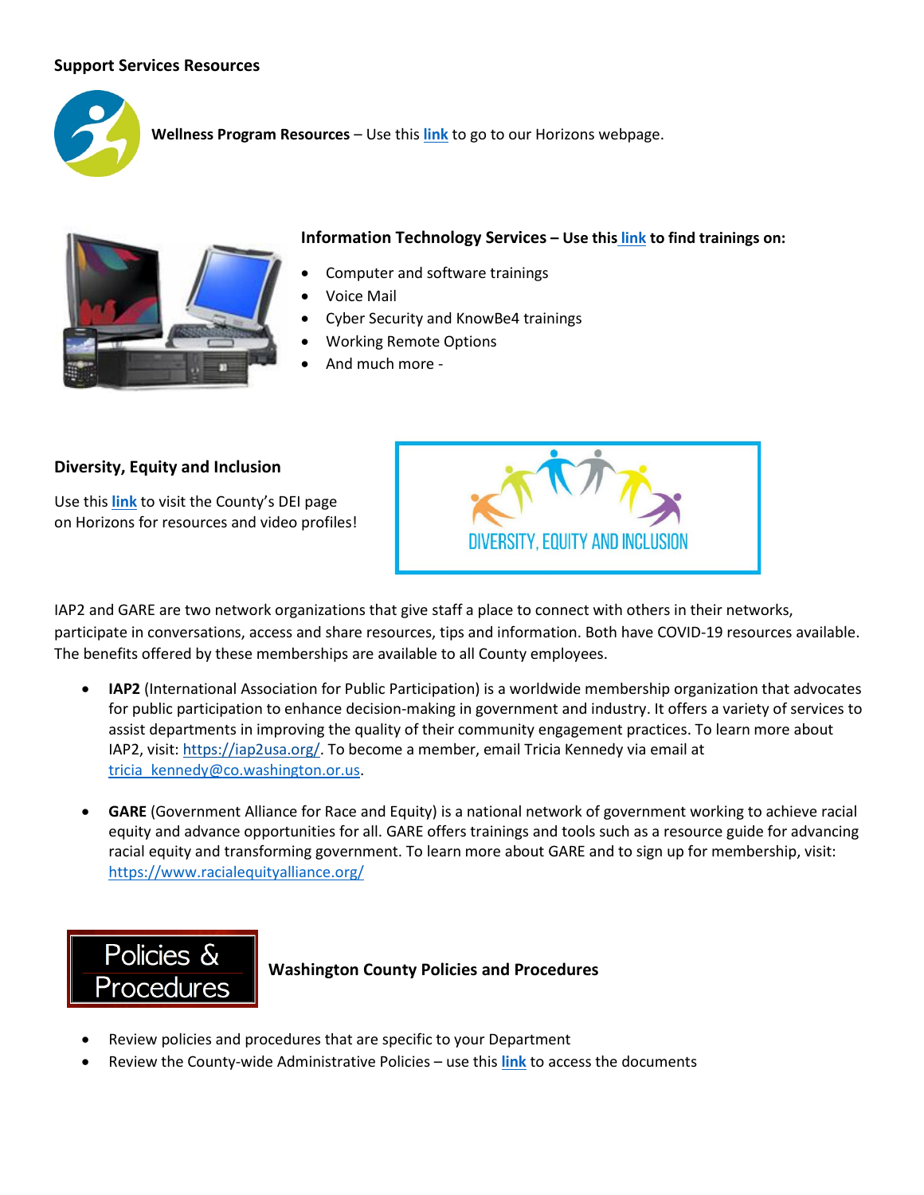**Support Services Resources**

**Wellness Program Resources** – Use this **link** to go to our Horizons webpage.

**Information Technology Services – Use this link to find trainings on:**

- Computer and software trainings
- Voice Mail
- Cyber Security and KnowBe4 trainings
- Working Remote Options
- And much more -

**Diversity, Equity and Inclusion**

Use this **link** to visit the County's DEI page on Horizons for resources and video profiles!

DIVERSITY, EQUITY AND INCLUSION

IAP2 and GARE are two network organizations that give staff a place to connect with others in their networks, participate in conversations, access and share resources, tips and information. Both have COVID-19 resources available. The benefits offered by these memberships are available to all County employees.

- **IAP2** (International Association for Public Participation) is a worldwide membership organization that advocates for public participation to enhance decision-making in government and industry. It offers a variety of services to assist departments in improving the quality of their community engagement practices. To learn more about IAP2, visit: https://iap2usa.org/. To become a member, email Tricia Kennedy via email at tricia_kennedy@co.washington.or.us.

- **GARE** (Government Alliance for Race and Equity) is a national network of government working to achieve racial equity and advance opportunities for all. GARE offers trainings and tools such as a resource guide for advancing racial equity and transforming government. To learn more about GARE and to sign up for membership, visit: https://www.racialequityalliance.org/

Policies & Procedures

**Washington County Policies and Procedures**

- Review policies and procedures that are specific to your Department
- Review the County-wide Administrative Policies – use this **link** to access the documents